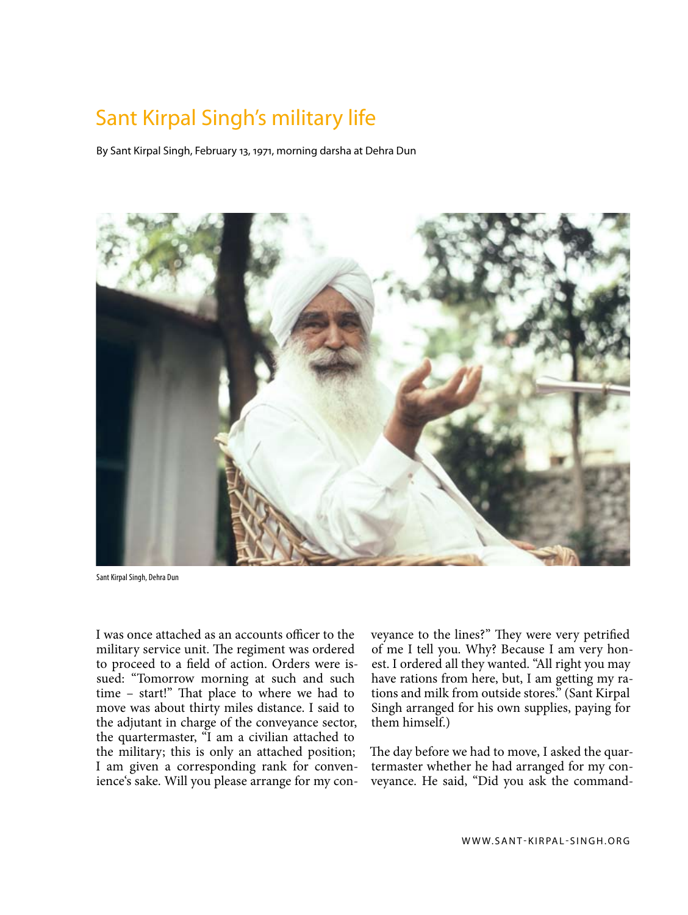# Sant Kirpal Singh's military life

By Sant Kirpal Singh, February 13, 1971, morning darsha at Dehra Dun

Sant Kirpal Singh, Dehra Dun

I was once attached as an accounts officer to the military service unit. The regiment was ordered to proceed to a field of action. Orders were issued: "Tomorrow morning at such and such time – start!" That place to where we had to move was about thirty miles distance. I said to the adjutant in charge of the conveyance sector, the quartermaster, "I am a civilian attached to the military; this is only an attached position; I am given a corresponding rank for convenience's sake. Will you please arrange for my conveyance to the lines?" They were very petrified of me I tell you. Why? Because I am very honest. I ordered all they wanted. "All right you may have rations from here, but, I am getting my rations and milk from outside stores." (Sant Kirpal Singh arranged for his own supplies, paying for them himself.)

The day before we had to move, I asked the quartermaster whether he had arranged for my conveyance. He said, "Did you ask the command-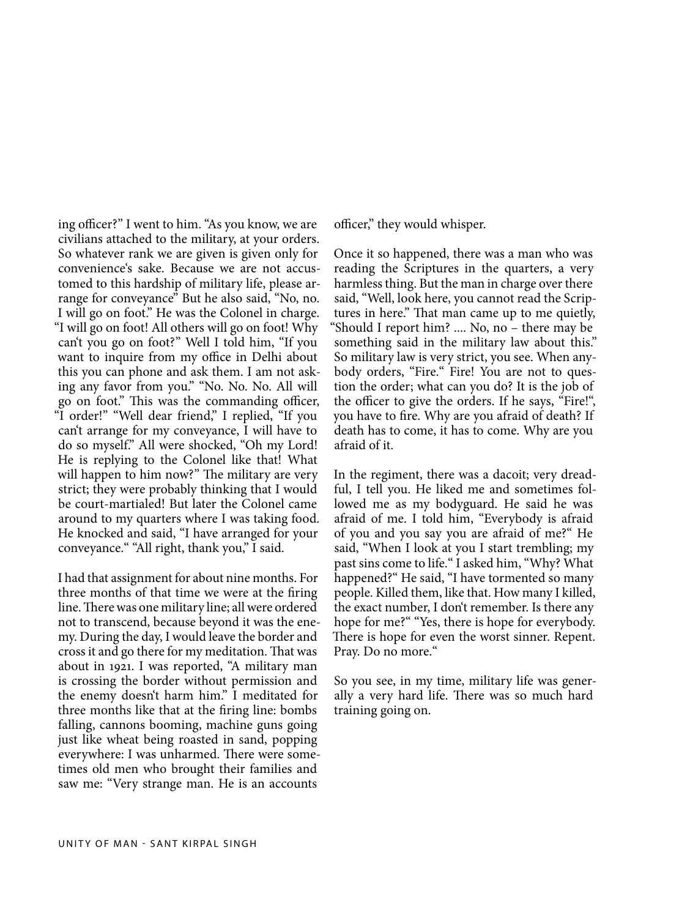ing officer?" I went to him. "As you know, we are civilians attached to the military, at your orders. So whatever rank we are given is given only for convenience's sake. Because we are not accustomed to this hardship of military life, please arrange for conveyance" But he also said, "No, no. I will go on foot." He was the Colonel in charge. "I will go on foot! All others will go on foot! Why can't you go on foot?" Well I told him, "If you want to inquire from my office in Delhi about this you can phone and ask them. I am not asking any favor from you." "No. No. No. All will go on foot." This was the commanding officer, "I order!" "Well dear friend," I replied, "If you can't arrange for my conveyance, I will have to do so myself." All were shocked, "Oh my Lord! He is replying to the Colonel like that! What will happen to him now?" The military are very strict; they were probably thinking that I would be court-martialed! But later the Colonel came around to my quarters where I was taking food. He knocked and said, "I have arranged for your conveyance." "All right, thank you," I said.

I had that assignment for about nine months. For three months of that time we were at the firing line. There was one military line; all were ordered not to transcend, because beyond it was the enemy. During the day, I would leave the border and cross it and go there for my meditation. That was about in 1921. I was reported, "A military man is crossing the border without permission and the enemy doesn't harm him." I meditated for three months like that at the firing line: bombs falling, cannons booming, machine guns going just like wheat being roasted in sand, popping everywhere: I was unharmed. There were sometimes old men who brought their families and saw me: "Very strange man. He is an accounts officer," they would whisper.

Once it so happened, there was a man who was reading the Scriptures in the quarters, a very harmless thing. But the man in charge over there said, "Well, look here, you cannot read the Scriptures in here." That man came up to me quietly, "Should I report him? .... No, no – there may be something said in the military law about this." So military law is very strict, you see. When anybody orders, "Fire." Fire! You are not to question the order; what can you do? It is the job of the officer to give the orders. If he says, "Fire!", you have to fire. Why are you afraid of death? If death has to come, it has to come. Why are you afraid of it.

In the regiment, there was a dacoit; very dreadful, I tell you. He liked me and sometimes followed me as my bodyguard. He said he was afraid of me. I told him, "Everybody is afraid of you and you say you are afraid of me?" He said, "When I look at you I start trembling; my past sins come to life." I asked him, "Why? What happened?" He said, "I have tormented so many people. Killed them, like that. How many I killed, the exact number, I don't remember. Is there any hope for me?" "Yes, there is hope for everybody. There is hope for even the worst sinner. Repent. Pray. Do no more."

So you see, in my time, military life was generally a very hard life. There was so much hard training going on.